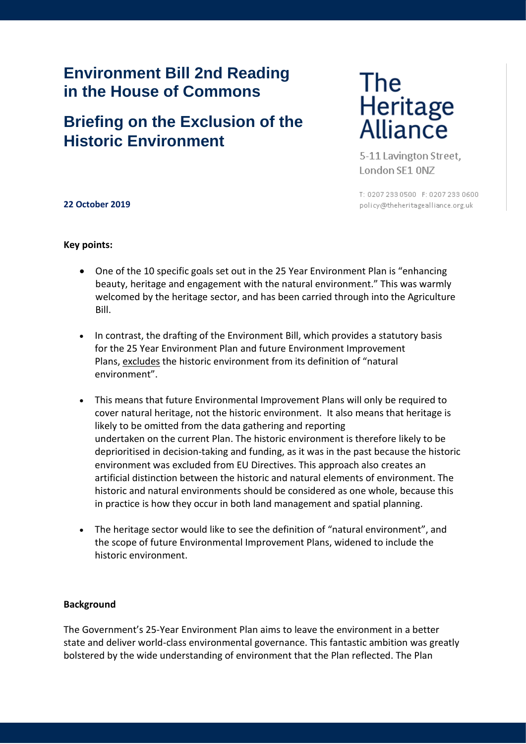# Environment Bill 2nd Reading in the House of Commons

## Briefing on the Exclusion of the Historic Environment

The Heritage Alliance

5-11 Lavington Street,
London SE1 0NZ

T: 0207 233 0500 F: 0207 233 0600
policy@theheritagealliance.org.uk

**22 October 2019**

**Key points:**

- One of the 10 specific goals set out in the 25 Year Environment Plan is "enhancing beauty, heritage and engagement with the natural environment." This was warmly welcomed by the heritage sector, and has been carried through into the Agriculture Bill.

- In contrast, the drafting of the Environment Bill, which provides a statutory basis for the 25 Year Environment Plan and future Environment Improvement Plans, <u>excludes</u> the historic environment from its definition of "natural environment".

- This means that future Environmental Improvement Plans will only be required to cover natural heritage, not the historic environment. It also means that heritage is likely to be omitted from the data gathering and reporting undertaken on the current Plan. The historic environment is therefore likely to be deprioritised in decision-taking and funding, as it was in the past because the historic environment was excluded from EU Directives. This approach also creates an artificial distinction between the historic and natural elements of environment. The historic and natural environments should be considered as one whole, because this in practice is how they occur in both land management and spatial planning.

- The heritage sector would like to see the definition of "natural environment", and the scope of future Environmental Improvement Plans, widened to include the historic environment.

**Background**

The Government's 25-Year Environment Plan aims to leave the environment in a better state and deliver world-class environmental governance. This fantastic ambition was greatly bolstered by the wide understanding of environment that the Plan reflected. The Plan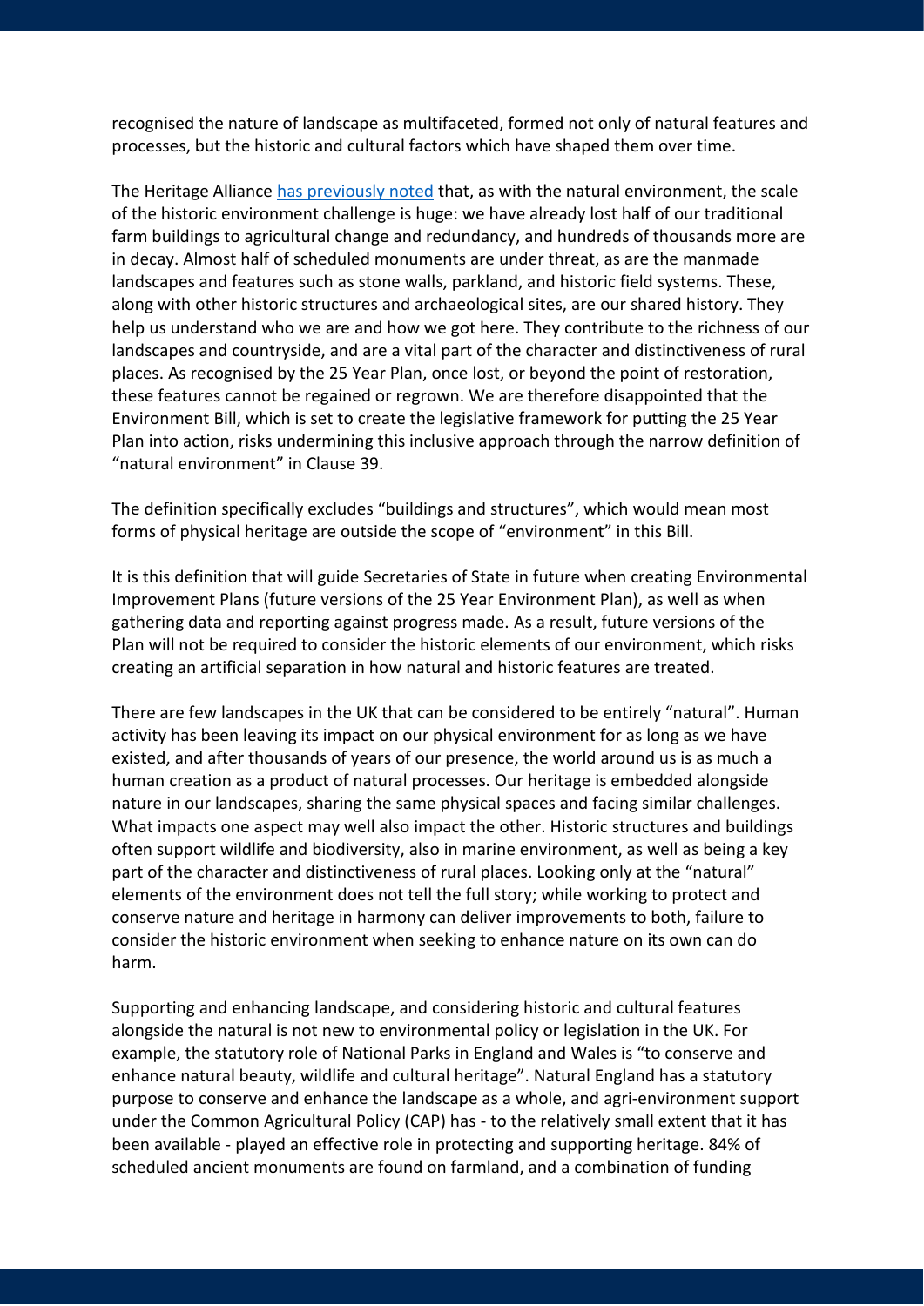recognised the nature of landscape as multifaceted, formed not only of natural features and processes, but the historic and cultural factors which have shaped them over time.

The Heritage Alliance has previously noted that, as with the natural environment, the scale of the historic environment challenge is huge: we have already lost half of our traditional farm buildings to agricultural change and redundancy, and hundreds of thousands more are in decay. Almost half of scheduled monuments are under threat, as are the manmade landscapes and features such as stone walls, parkland, and historic field systems. These, along with other historic structures and archaeological sites, are our shared history. They help us understand who we are and how we got here. They contribute to the richness of our landscapes and countryside, and are a vital part of the character and distinctiveness of rural places. As recognised by the 25 Year Plan, once lost, or beyond the point of restoration, these features cannot be regained or regrown. We are therefore disappointed that the Environment Bill, which is set to create the legislative framework for putting the 25 Year Plan into action, risks undermining this inclusive approach through the narrow definition of "natural environment" in Clause 39.

The definition specifically excludes "buildings and structures", which would mean most forms of physical heritage are outside the scope of "environment" in this Bill.

It is this definition that will guide Secretaries of State in future when creating Environmental Improvement Plans (future versions of the 25 Year Environment Plan), as well as when gathering data and reporting against progress made. As a result, future versions of the Plan will not be required to consider the historic elements of our environment, which risks creating an artificial separation in how natural and historic features are treated.

There are few landscapes in the UK that can be considered to be entirely "natural". Human activity has been leaving its impact on our physical environment for as long as we have existed, and after thousands of years of our presence, the world around us is as much a human creation as a product of natural processes. Our heritage is embedded alongside nature in our landscapes, sharing the same physical spaces and facing similar challenges. What impacts one aspect may well also impact the other. Historic structures and buildings often support wildlife and biodiversity, also in marine environment, as well as being a key part of the character and distinctiveness of rural places. Looking only at the "natural" elements of the environment does not tell the full story; while working to protect and conserve nature and heritage in harmony can deliver improvements to both, failure to consider the historic environment when seeking to enhance nature on its own can do harm.

Supporting and enhancing landscape, and considering historic and cultural features alongside the natural is not new to environmental policy or legislation in the UK. For example, the statutory role of National Parks in England and Wales is "to conserve and enhance natural beauty, wildlife and cultural heritage". Natural England has a statutory purpose to conserve and enhance the landscape as a whole, and agri-environment support under the Common Agricultural Policy (CAP) has - to the relatively small extent that it has been available - played an effective role in protecting and supporting heritage. 84% of scheduled ancient monuments are found on farmland, and a combination of funding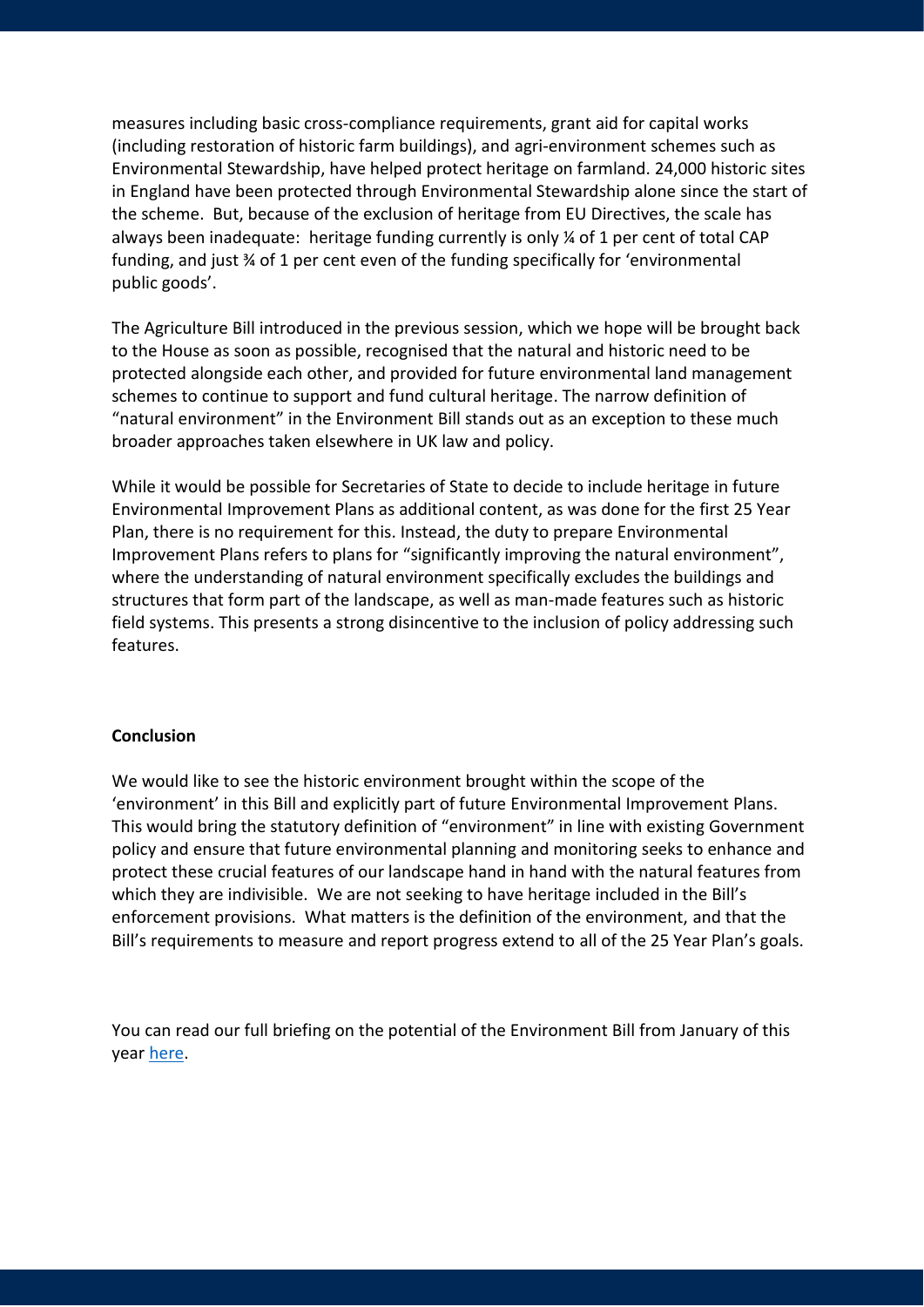measures including basic cross-compliance requirements, grant aid for capital works (including restoration of historic farm buildings), and agri-environment schemes such as Environmental Stewardship, have helped protect heritage on farmland. 24,000 historic sites in England have been protected through Environmental Stewardship alone since the start of the scheme. But, because of the exclusion of heritage from EU Directives, the scale has always been inadequate: heritage funding currently is only ¼ of 1 per cent of total CAP funding, and just ¾ of 1 per cent even of the funding specifically for 'environmental public goods'.

The Agriculture Bill introduced in the previous session, which we hope will be brought back to the House as soon as possible, recognised that the natural and historic need to be protected alongside each other, and provided for future environmental land management schemes to continue to support and fund cultural heritage. The narrow definition of "natural environment" in the Environment Bill stands out as an exception to these much broader approaches taken elsewhere in UK law and policy.

While it would be possible for Secretaries of State to decide to include heritage in future Environmental Improvement Plans as additional content, as was done for the first 25 Year Plan, there is no requirement for this. Instead, the duty to prepare Environmental Improvement Plans refers to plans for "significantly improving the natural environment", where the understanding of natural environment specifically excludes the buildings and structures that form part of the landscape, as well as man-made features such as historic field systems. This presents a strong disincentive to the inclusion of policy addressing such features.

**Conclusion**

We would like to see the historic environment brought within the scope of the 'environment' in this Bill and explicitly part of future Environmental Improvement Plans. This would bring the statutory definition of "environment" in line with existing Government policy and ensure that future environmental planning and monitoring seeks to enhance and protect these crucial features of our landscape hand in hand with the natural features from which they are indivisible. We are not seeking to have heritage included in the Bill's enforcement provisions. What matters is the definition of the environment, and that the Bill's requirements to measure and report progress extend to all of the 25 Year Plan's goals.

You can read our full briefing on the potential of the Environment Bill from January of this year [here](#).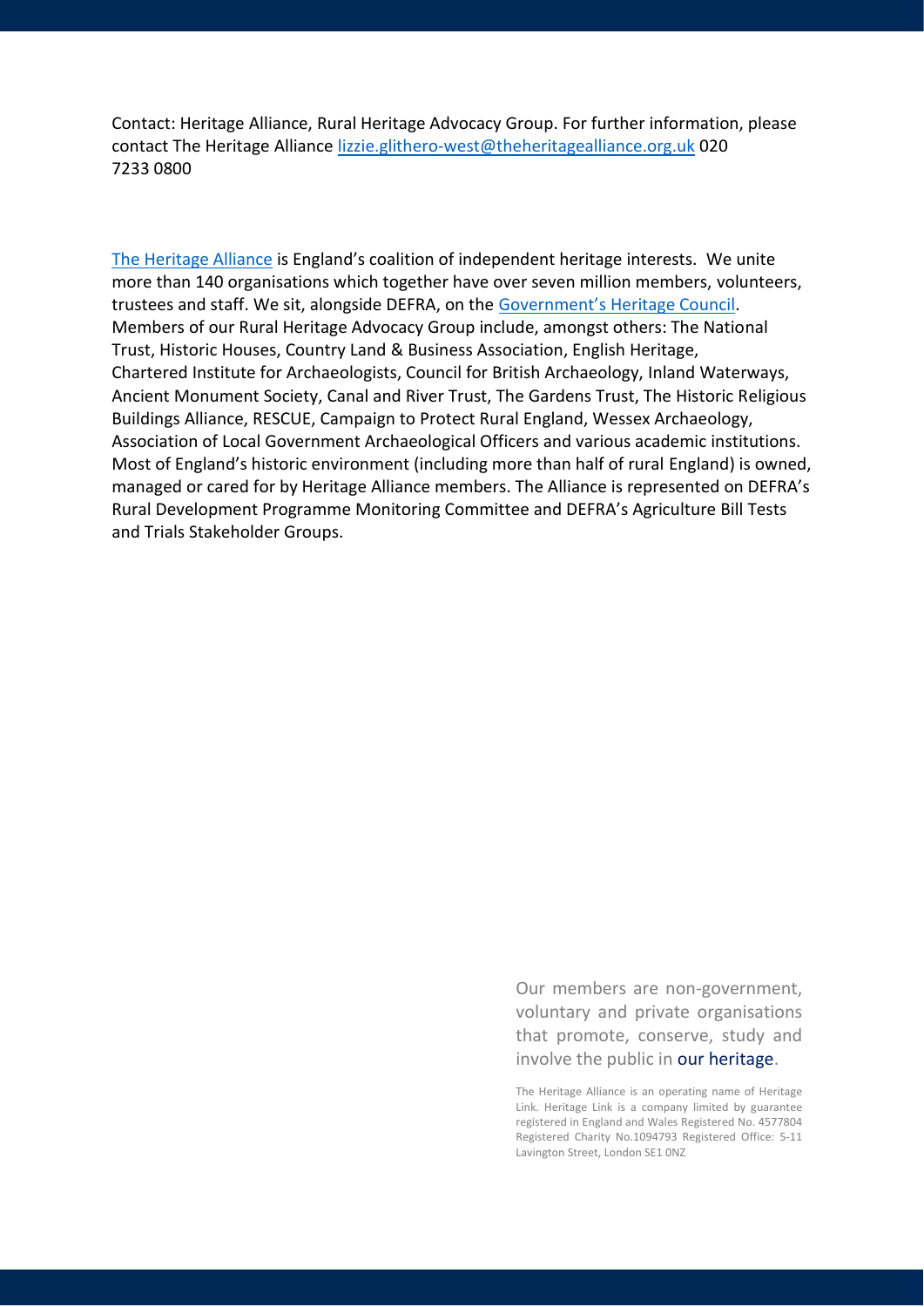Contact: Heritage Alliance, Rural Heritage Advocacy Group. For further information, please contact The Heritage Alliance [lizzie.glithero-west@theheritagealliance.org.uk](mailto:lizzie.glithero-west@theheritagealliance.org.uk) 020 7233 0800

[The Heritage Alliance](#) is England's coalition of independent heritage interests. We unite more than 140 organisations which together have over seven million members, volunteers, trustees and staff. We sit, alongside DEFRA, on the [Government's Heritage Council](#). Members of our Rural Heritage Advocacy Group include, amongst others: The National Trust, Historic Houses, Country Land & Business Association, English Heritage, Chartered Institute for Archaeologists, Council for British Archaeology, Inland Waterways, Ancient Monument Society, Canal and River Trust, The Gardens Trust, The Historic Religious Buildings Alliance, RESCUE, Campaign to Protect Rural England, Wessex Archaeology, Association of Local Government Archaeological Officers and various academic institutions. Most of England's historic environment (including more than half of rural England) is owned, managed or cared for by Heritage Alliance members. The Alliance is represented on DEFRA's Rural Development Programme Monitoring Committee and DEFRA's Agriculture Bill Tests and Trials Stakeholder Groups.

Our members are non-government, voluntary and private organisations that promote, conserve, study and involve the public in our heritage.

The Heritage Alliance is an operating name of Heritage Link. Heritage Link is a company limited by guarantee registered in England and Wales Registered No. 4577804 Registered Charity No.1094793 Registered Office: 5-11 Lavington Street, London SE1 0NZ